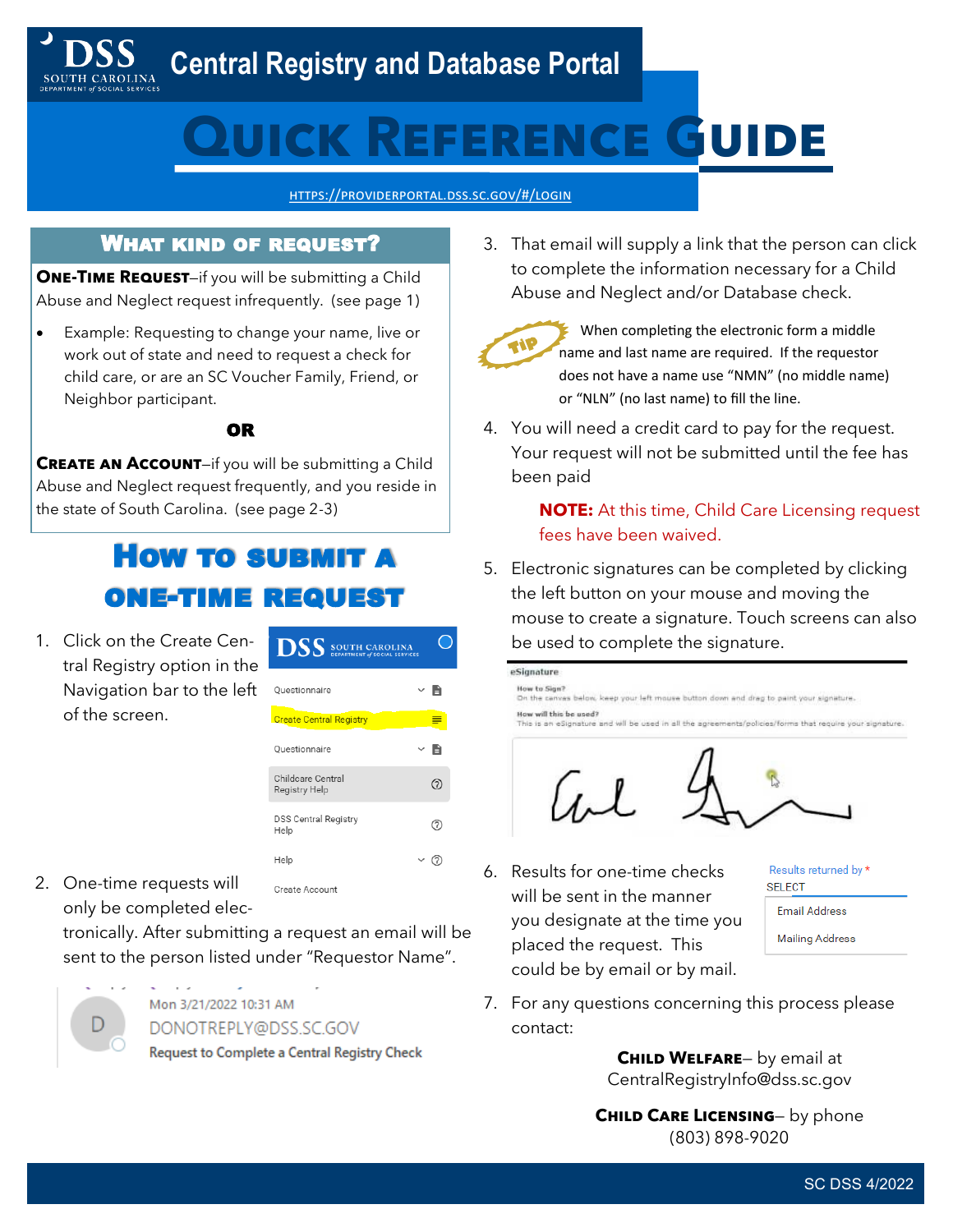# Central Registry and Database Portal

# Quick Reference Guide

HTTPS://PROVIDERPORTAL.DSS.SC.GOV/#/LOGIN

## What kind of request?

**One-Time Request**–if you will be submitting a Child Abuse and Neglect request infrequently. (see page 1)

- Example: Requesting to change your name, live or work out of state and need to request a check for child care, or are an SC Voucher Family, Friend, or Neighbor participant.

**OR**

**Create an Account**–if you will be submitting a Child Abuse and Neglect request frequently, and you reside in the state of South Carolina. (see page 2-3)

## How to submit a one-time request

1. Click on the Create Central Registry option in the Navigation bar to the left of the screen.

2. One-time requests will only be completed electronically. After submitting a request an email will be sent to the person listed under "Requestor Name".

3. That email will supply a link that the person can click to complete the information necessary for a Child Abuse and Neglect and/or Database check.

**Tip:** When completing the electronic form a middle name and last name are required. If the requestor does not have a name use "NMN" (no middle name) or "NLN" (no last name) to fill the line.

4. You will need a credit card to pay for the request. Your request will not be submitted until the fee has been paid

   **NOTE:** At this time, Child Care Licensing request fees have been waived.

5. Electronic signatures can be completed by clicking the left button on your mouse and moving the mouse to create a signature. Touch screens can also be used to complete the signature.

6. Results for one-time checks will be sent in the manner you designate at the time you placed the request. This could be by email or by mail.

7. For any questions concerning this process please contact:

**Child Welfare**– by email at CentralRegistryInfo@dss.sc.gov

**Child Care Licensing**– by phone (803) 898-9020

SC DSS 4/2022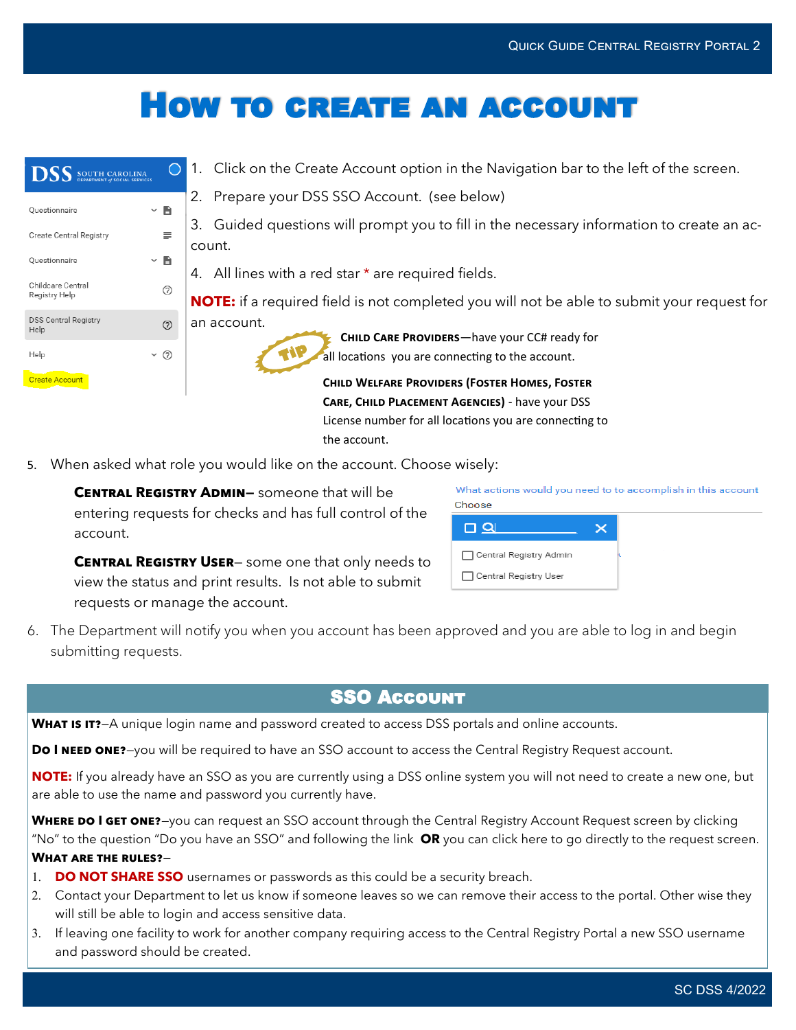# How to create an account

Questionnaire

Create Central Registry

Questionnaire

Childcare Central Registry Help

DSS Central Registry Help

Help

Create Account

1. Click on the Create Account option in the Navigation bar to the left of the screen.
2. Prepare your DSS SSO Account. (see below)
3. Guided questions will prompt you to fill in the necessary information to create an account.
4. All lines with a red star * are required fields.

**NOTE:** if a required field is not completed you will not be able to submit your request for an account.

TIP

**CHILD CARE PROVIDERS**—have your CC# ready for all locations you are connecting to the account.

**CHILD WELFARE PROVIDERS (FOSTER HOMES, FOSTER CARE, CHILD PLACEMENT AGENCIES)** - have your DSS License number for all locations you are connecting to the account.

5. When asked what role you would like on the account. Choose wisely:

   **CENTRAL REGISTRY ADMIN–** someone that will be entering requests for checks and has full control of the account.

   **CENTRAL REGISTRY USER–** some one that only needs to view the status and print results. Is not able to submit requests or manage the account.

   What actions would you need to to accomplish in this account

   Choose

   - Central Registry Admin
   - Central Registry User

6. The Department will notify you when you account has been approved and you are able to log in and begin submitting requests.

## SSO Account

**WHAT IS IT?**—A unique login name and password created to access DSS portals and online accounts.

**DO I NEED ONE?**—you will be required to have an SSO account to access the Central Registry Request account.

**NOTE:** If you already have an SSO as you are currently using a DSS online system you will not need to create a new one, but are able to use the name and password you currently have.

**WHERE DO I GET ONE?**—you can request an SSO account through the Central Registry Account Request screen by clicking "No" to the question "Do you have an SSO" and following the link **OR** you can click here to go directly to the request screen.

**WHAT ARE THE RULES?**—

1. **DO NOT SHARE SSO** usernames or passwords as this could be a security breach.
2. Contact your Department to let us know if someone leaves so we can remove their access to the portal. Other wise they will still be able to login and access sensitive data.
3. If leaving one facility to work for another company requiring access to the Central Registry Portal a new SSO username and password should be created.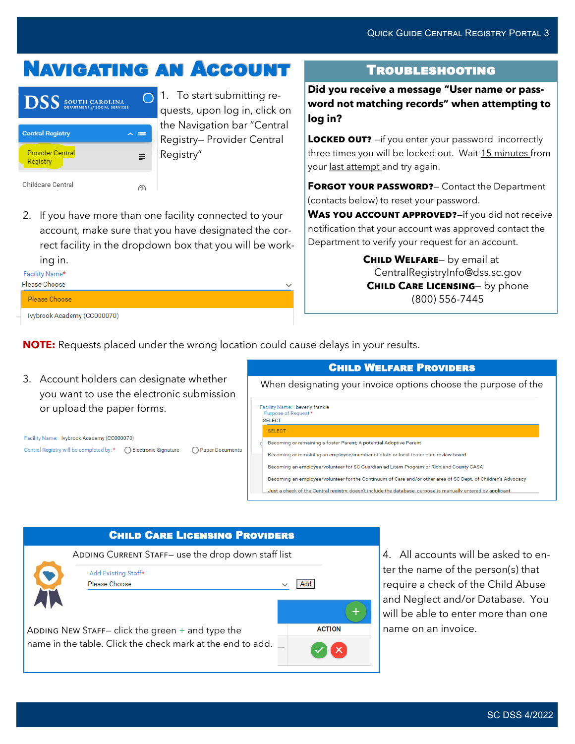# Navigating an Account

1. To start submitting requests, upon log in, click on the Navigation bar "Central Registry– Provider Central Registry"

DSS SOUTH CAROLINA DEPARTMENT of SOCIAL SERVICES

Central Registry

Provider Central Registry

Childcare Central

2. If you have more than one facility connected to your account, make sure that you have designated the correct facility in the dropdown box that you will be working in.

Facility Name*

Please Choose

Please Choose

Ivybrook Academy (CC000070)

**NOTE:** Requests placed under the wrong location could cause delays in your results.

3. Account holders can designate whether you want to use the electronic submission or upload the paper forms.

Facility Name: Ivybrook Academy (CC000070)

Central Registry will be completed by: * ○ Electronic Signature ○ Paper Documents

## Troubleshooting

**Did you receive a message "User name or password not matching records" when attempting to log in?**

**Locked out?** –if you enter your password incorrectly three times you will be locked out. Wait 15 minutes from your last attempt and try again.

**Forgot your password?**– Contact the Department (contacts below) to reset your password.

**Was you account approved?**–if you did not receive notification that your account was approved contact the Department to verify your request for an account.

**Child Welfare**– by email at CentralRegistryInfo@dss.sc.gov

**Child Care Licensing**– by phone (800) 556-7445

## Child Welfare Providers

When designating your invoice options choose the purpose of the

Facility Name: beverly frankie

Purpose of Request *

SELECT

SELECT

Becoming or remaining a foster Parent; A potential Adoptive Parent

Becoming or remaining an employee/member of state or local foster care review board

Becoming an employee/volunteer for SC Guardian ad Litem Program or Richland County CASA

Becoming an employee/volunteer for the Continuum of Care and/or other area of SC Dept. of Children's Advocacy

Just a check of the Central registry, doesn't include the database, purpose is manually entered by applicant

## Child Care Licensing Providers

Adding Current Staff– use the drop down staff list

Add Existing Staff*

Please Choose Add

Adding New Staff– click the green + and type the name in the table. Click the check mark at the end to add.

ACTION

4. All accounts will be asked to enter the name of the person(s) that require a check of the Child Abuse and Neglect and/or Database. You will be able to enter more than one name on an invoice.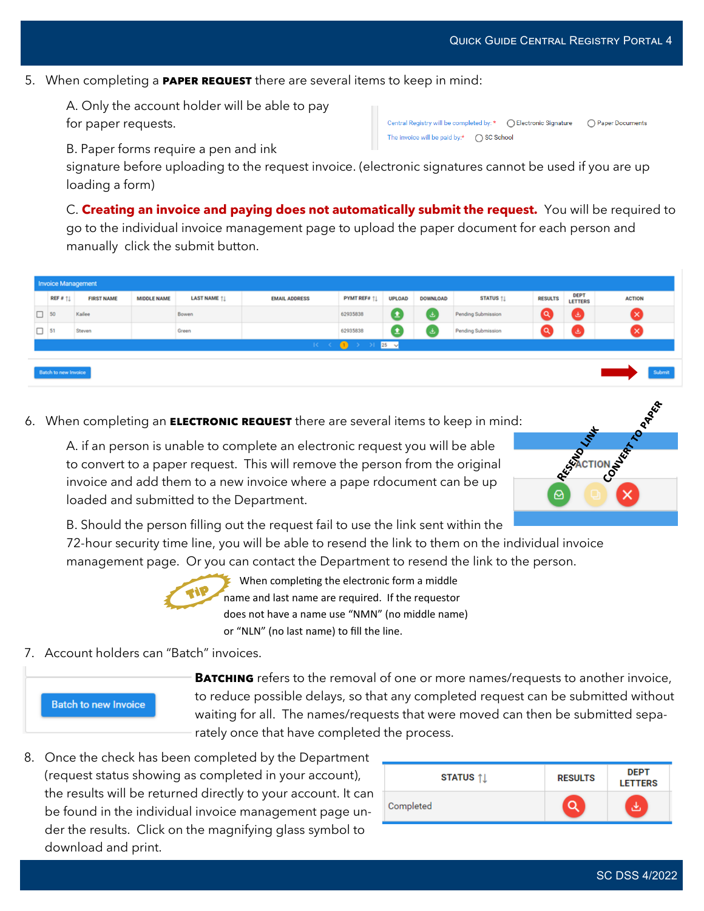5. When completing a **PAPER REQUEST** there are several items to keep in mind:

   A. Only the account holder will be able to pay for paper requests.

   Central Registry will be completed by: * Electronic Signature Paper Documents
   The invoice will be paid by:* SC School

   B. Paper forms require a pen and ink signature before uploading to the request invoice. (electronic signatures cannot be used if you are up loading a form)

   C. **Creating an invoice and paying does not automatically submit the request.** You will be required to go to the individual invoice management page to upload the paper document for each person and manually click the submit button.

Invoice Management

| | REF # | FIRST NAME | MIDDLE NAME | LAST NAME | EMAIL ADDRESS | PYMT REF# | UPLOAD | DOWNLOAD | STATUS | RESULTS | DEPT LETTERS | ACTION |
|---|---|---|---|---|---|---|---|---|---|---|---|---|
| | 50 | Kailee | | Bowen | | 62935838 | | | Pending Submission | | | |
| | 51 | Steven | | Green | | 62935838 | | | Pending Submission | | | |

Batch to new Invoice    Submit

6. When completing an **ELECTRONIC REQUEST** there are several items to keep in mind:

   A. if an person is unable to complete an electronic request you will be able to convert to a paper request. This will remove the person from the original invoice and add them to a new invoice where a pape rdocument can be up loaded and submitted to the Department.

   RESEND LINK    CONVERT TO PAPER    ACTION

   B. Should the person filling out the request fail to use the link sent within the 72-hour security time line, you will be able to resend the link to them on the individual invoice management page. Or you can contact the Department to resend the link to the person.

   TIP: When completing the electronic form a middle name and last name are required. If the requestor does not have a name use "NMN" (no middle name) or "NLN" (no last name) to fill the line.

7. Account holders can "Batch" invoices.

   Batch to new Invoice

   **BATCHING** refers to the removal of one or more names/requests to another invoice, to reduce possible delays, so that any completed request can be submitted without waiting for all. The names/requests that were moved can then be submitted sepa-rately once that have completed the process.

8. Once the check has been completed by the Department (request status showing as completed in your account), the results will be returned directly to your account. It can be found in the individual invoice management page un-der the results. Click on the magnifying glass symbol to download and print.

| STATUS | RESULTS | DEPT LETTERS |
|---|---|---|
| Completed | | |